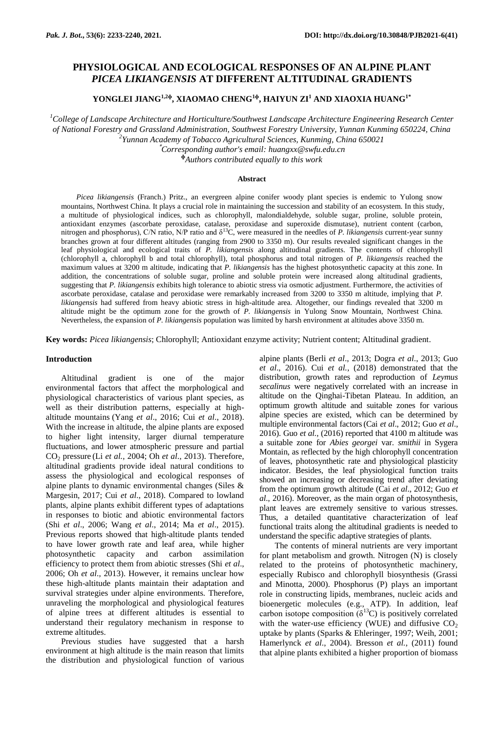# PHYSIOLOGICAL AND ECOLOGICAL RESPONSES OF AN ALPINE PLANT *PICEA LIKIANGENSIS* AT DIFFERENT ALTITUDINAL GRADIENTS

**YONGLEI JIANG[1,2Φ], XIAOMAO CHENG[1Φ], HAIYUN ZI[1] AND XIAOXIA HUANG[1*]**

[1]*College of Landscape Architecture and Horticulture/Southwest Landscape Architecture Engineering Research Center of National Forestry and Grassland Administration, Southwest Forestry University, Yunnan Kunming 650224, China*

[2]*Yunnan Academy of Tobacco Agricultural Sciences, Kunming, China 650021*

[*]*Corresponding author's email: huangxx@swfu.edu.cn*

[Φ]*Authors contributed equally to this work*

## Abstract

*Picea likiangensis* (Franch.) Pritz., an evergreen alpine conifer woody plant species is endemic to Yulong snow mountains, Northwest China. It plays a crucial role in maintaining the succession and stability of an ecosystem. In this study, a multitude of physiological indices, such as chlorophyll, malondialdehyde, soluble sugar, proline, soluble protein, antioxidant enzymes (ascorbate peroxidase, catalase, peroxidase and superoxide dismutase), nutrient content (carbon, nitrogen and phosphorus), C/N ratio, N/P ratio and $\delta^{13}C$, were measured in the needles of *P. likiangensis* current-year sunny branches grown at four different altitudes (ranging from 2900 to 3350 m). Our results revealed significant changes in the leaf physiological and ecological traits of *P. likiangensis* along altitudinal gradients. The contents of chlorophyll (chlorophyll a, chlorophyll b and total chlorophyll), total phosphorus and total nitrogen of *P. likiangensis* reached the maximum values at 3200 m altitude, indicating that *P. likiangensis* has the highest photosynthetic capacity at this zone. In addition, the concentrations of soluble sugar, proline and soluble protein were increased along altitudinal gradients, suggesting that *P. likiangensis* exhibits high tolerance to abiotic stress via osmotic adjustment. Furthermore, the activities of ascorbate peroxidase, catalase and peroxidase were remarkably increased from 3200 to 3350 m altitude, implying that *P. likiangensis* had suffered from heavy abiotic stress in high-altitude area. Altogether, our findings revealed that 3200 m altitude might be the optimum zone for the growth of *P. likiangensis* in Yulong Snow Mountain, Northwest China. Nevertheless, the expansion of *P. likiangensis* population was limited by harsh environment at altitudes above 3350 m.

**Key words:** *Picea likiangensis*; Chlorophyll; Antioxidant enzyme activity; Nutrient content; Altitudinal gradient.

## Introduction

Altitudinal gradient is one of the major environmental factors that affect the morphological and physiological characteristics of various plant species, as well as their distribution patterns, especially at high-altitude mountains (Yang *et al*., 2016; Cui *et al*., 2018). With the increase in altitude, the alpine plants are exposed to higher light intensity, larger diurnal temperature fluctuations, and lower atmospheric pressure and partial $CO_2$ pressure (Li *et al.*, 2004; Oh *et al*., 2013). Therefore, altitudinal gradients provide ideal natural conditions to assess the physiological and ecological responses of alpine plants to dynamic environmental changes (Siles & Margesin, 2017; Cui *et al*., 2018). Compared to lowland plants, alpine plants exhibit different types of adaptations in responses to biotic and abiotic environmental factors (Shi *et al*., 2006; Wang *et al*., 2014; Ma *et al*., 2015). Previous reports showed that high-altitude plants tended to have lower growth rate and leaf area, while higher photosynthetic capacity and carbon assimilation efficiency to protect them from abiotic stresses (Shi *et al*., 2006; Oh *et al*., 2013). However, it remains unclear how these high-altitude plants maintain their adaptation and survival strategies under alpine environments. Therefore, unraveling the morphological and physiological features of alpine trees at different altitudes is essential to understand their regulatory mechanism in response to extreme altitudes.

Previous studies have suggested that a harsh environment at high altitude is the main reason that limits the distribution and physiological function of various alpine plants (Berli *et al*., 2013; Dogra *et al*., 2013; Guo *et al*., 2016). Cui *et al.*, (2018) demonstrated that the distribution, growth rates and reproduction of *Leymus secalinus* were negatively correlated with an increase in altitude on the Qinghai-Tibetan Plateau. In addition, an optimum growth altitude and suitable zones for various alpine species are existed, which can be determined by multiple environmental factors (Cai *et al*., 2012; Guo *et al*., 2016). Guo *et al.*, (2016) reported that 4100 m altitude was a suitable zone for *Abies georgei* var. *smithii* in Sygera Montain, as reflected by the high chlorophyll concentration of leaves, photosynthetic rate and physiological plasticity indicator. Besides, the leaf physiological function traits showed an increasing or decreasing trend after deviating from the optimum growth altitude (Cai *et al*., 2012; Guo *et al*., 2016). Moreover, as the main organ of photosynthesis, plant leaves are extremely sensitive to various stresses. Thus, a detailed quantitative characterization of leaf functional traits along the altitudinal gradients is needed to understand the specific adaptive strategies of plants.

The contents of mineral nutrients are very important for plant metabolism and growth. Nitrogen (N) is closely related to the proteins of photosynthetic machinery, especially Rubisco and chlorophyll biosynthesis (Grassi and Minotta, 2000). Phosphorus (P) plays an important role in constructing lipids, membranes, nucleic acids and bioenergetic molecules (e.g., ATP). In addition, leaf carbon isotope composition ($\delta^{13}C$) is positively correlated with the water-use efficiency (WUE) and diffusive $CO_2$ uptake by plants (Sparks & Ehleringer, 1997; Weih, 2001; Hamerlynck *et al*., 2004). Bresson *et al.*, (2011) found that alpine plants exhibited a higher proportion of biomass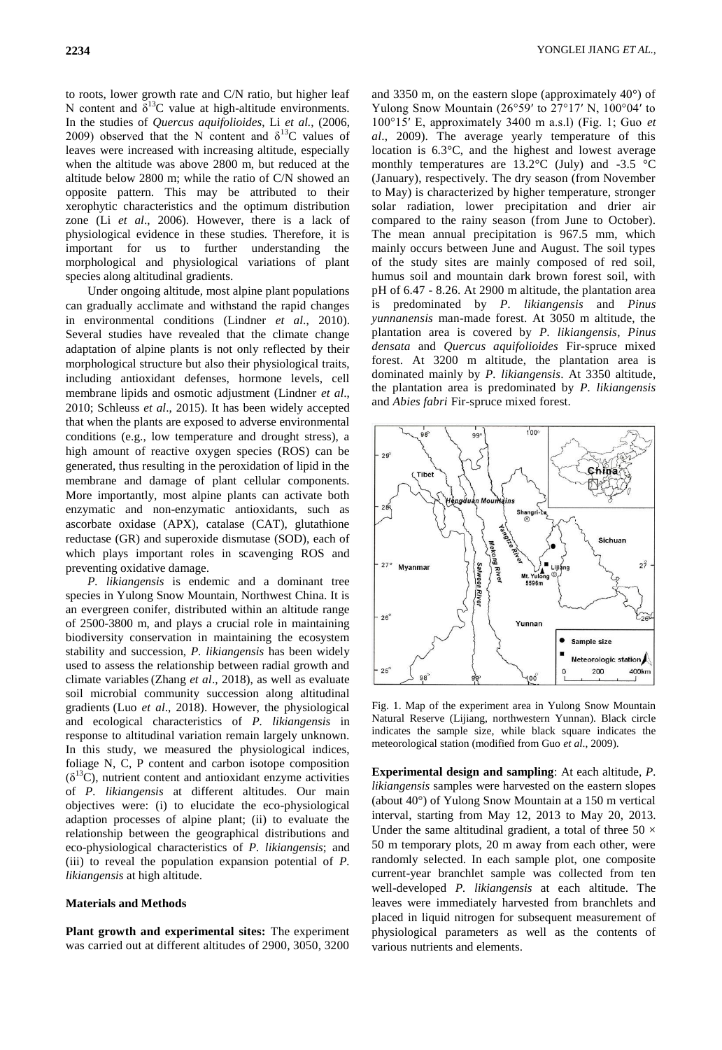to roots, lower growth rate and C/N ratio, but higher leaf N content and $\delta^{13}C$ value at high-altitude environments. In the studies of *Quercus aquifolioides*, Li *et al.*, (2006, 2009) observed that the N content and $\delta^{13}C$ values of leaves were increased with increasing altitude, especially when the altitude was above 2800 m, but reduced at the altitude below 2800 m; while the ratio of C/N showed an opposite pattern. This may be attributed to their xerophytic characteristics and the optimum distribution zone (Li *et al*., 2006). However, there is a lack of physiological evidence in these studies. Therefore, it is important for us to further understanding the morphological and physiological variations of plant species along altitudinal gradients.

Under ongoing altitude, most alpine plant populations can gradually acclimate and withstand the rapid changes in environmental conditions (Lindner *et al*., 2010). Several studies have revealed that the climate change adaptation of alpine plants is not only reflected by their morphological structure but also their physiological traits, including antioxidant defenses, hormone levels, cell membrane lipids and osmotic adjustment (Lindner *et al*., 2010; Schleuss *et al*., 2015). It has been widely accepted that when the plants are exposed to adverse environmental conditions (e.g., low temperature and drought stress), a high amount of reactive oxygen species (ROS) can be generated, thus resulting in the peroxidation of lipid in the membrane and damage of plant cellular components. More importantly, most alpine plants can activate both enzymatic and non-enzymatic antioxidants, such as ascorbate oxidase (APX), catalase (CAT), glutathione reductase (GR) and superoxide dismutase (SOD), each of which plays important roles in scavenging ROS and preventing oxidative damage.

*P. likiangensis* is endemic and a dominant tree species in Yulong Snow Mountain, Northwest China. It is an evergreen conifer, distributed within an altitude range of 2500-3800 m, and plays a crucial role in maintaining biodiversity conservation in maintaining the ecosystem stability and succession, *P. likiangensis* has been widely used to assess the relationship between radial growth and climate variables (Zhang *et al*., 2018), as well as evaluate soil microbial community succession along altitudinal gradients (Luo *et al*., 2018). However, the physiological and ecological characteristics of *P. likiangensis* in response to altitudinal variation remain largely unknown. In this study, we measured the physiological indices, foliage N, C, P content and carbon isotope composition ($\delta^{13}C$), nutrient content and antioxidant enzyme activities of *P. likiangensis* at different altitudes. Our main objectives were: (i) to elucidate the eco-physiological adaption processes of alpine plant; (ii) to evaluate the relationship between the geographical distributions and eco-physiological characteristics of *P. likiangensis*; and (iii) to reveal the population expansion potential of *P. likiangensis* at high altitude.

## Materials and Methods

**Plant growth and experimental sites:** The experiment was carried out at different altitudes of 2900, 3050, 3200 and 3350 m, on the eastern slope (approximately 40°) of Yulong Snow Mountain (26°59′ to 27°17′ N, 100°04′ to 100°15′ E, approximately 3400 m a.s.l) (Fig. 1; Guo *et al*., 2009). The average yearly temperature of this location is 6.3°C, and the highest and lowest average monthly temperatures are 13.2°C (July) and -3.5 °C (January), respectively. The dry season (from November to May) is characterized by higher temperature, stronger solar radiation, lower precipitation and drier air compared to the rainy season (from June to October). The mean annual precipitation is 967.5 mm, which mainly occurs between June and August. The soil types of the study sites are mainly composed of red soil, humus soil and mountain dark brown forest soil, with pH of 6.47 - 8.26. At 2900 m altitude, the plantation area is predominated by *P. likiangensis* and *Pinus yunnanensis* man-made forest. At 3050 m altitude, the plantation area is covered by *P. likiangensis*, *Pinus densata* and *Quercus aquifolioides* Fir-spruce mixed forest. At 3200 m altitude, the plantation area is dominated mainly by *P. likiangensis*. At 3350 altitude, the plantation area is predominated by *P. likiangensis* and *Abies fabri* Fir-spruce mixed forest.

Fig. 1. Map of the experiment area in Yulong Snow Mountain Natural Reserve (Lijiang, northwestern Yunnan). Black circle indicates the sample size, while black square indicates the meteorological station (modified from Guo *et al*., 2009).

**Experimental design and sampling**: At each altitude, *P. likiangensis* samples were harvested on the eastern slopes (about 40°) of Yulong Snow Mountain at a 150 m vertical interval, starting from May 12, 2013 to May 20, 2013. Under the same altitudinal gradient, a total of three 50 × 50 m temporary plots, 20 m away from each other, were randomly selected. In each sample plot, one composite current-year branchlet sample was collected from ten well-developed *P. likiangensis* at each altitude. The leaves were immediately harvested from branchlets and placed in liquid nitrogen for subsequent measurement of physiological parameters as well as the contents of various nutrients and elements.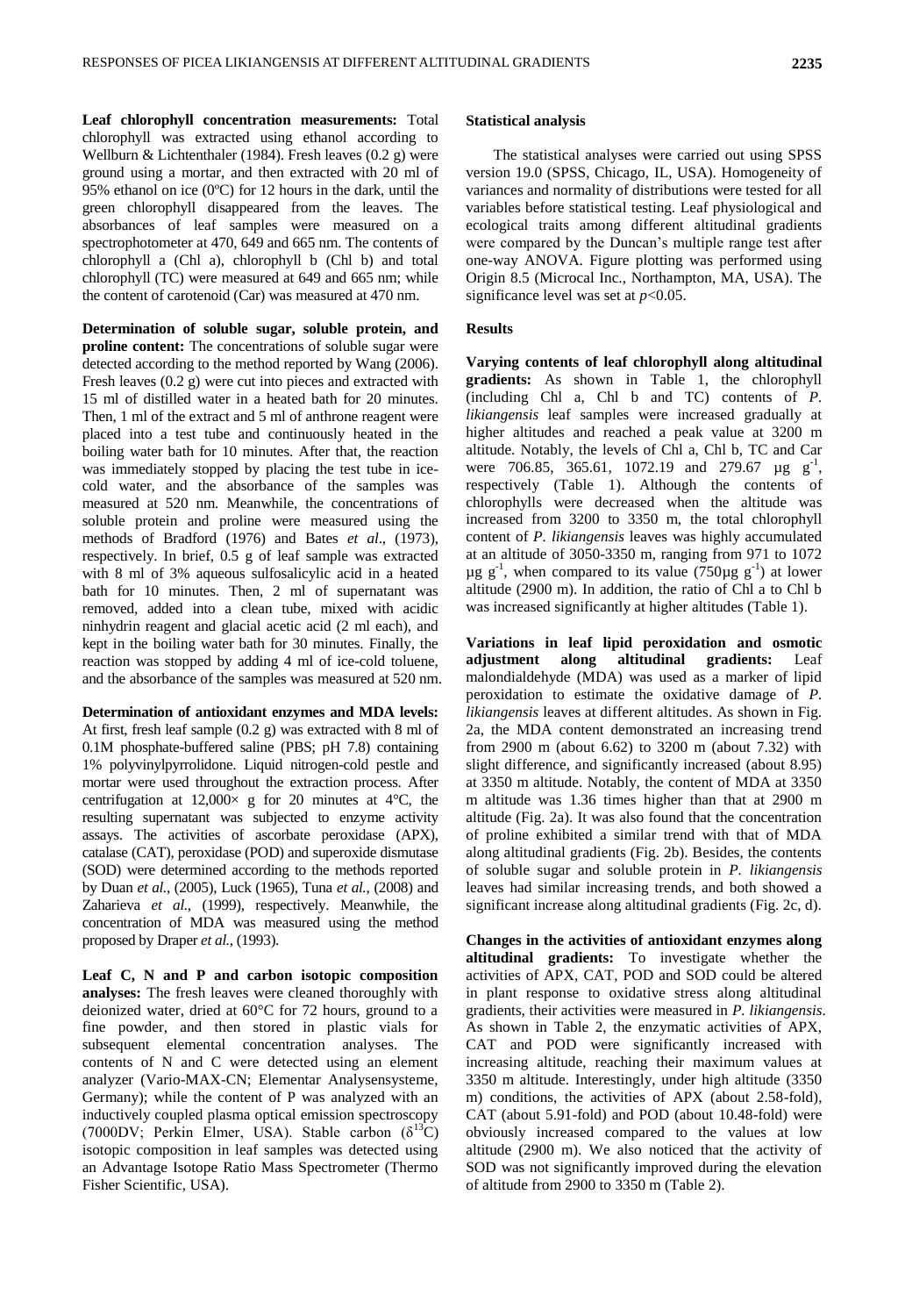**Leaf chlorophyll concentration measurements:** Total chlorophyll was extracted using ethanol according to Wellburn & Lichtenthaler (1984). Fresh leaves (0.2 g) were ground using a mortar, and then extracted with 20 ml of 95% ethanol on ice (0ºC) for 12 hours in the dark, until the green chlorophyll disappeared from the leaves. The absorbances of leaf samples were measured on a spectrophotometer at 470, 649 and 665 nm. The contents of chlorophyll a (Chl a), chlorophyll b (Chl b) and total chlorophyll (TC) were measured at 649 and 665 nm; while the content of carotenoid (Car) was measured at 470 nm.

**Determination of soluble sugar, soluble protein, and proline content:** The concentrations of soluble sugar were detected according to the method reported by Wang (2006). Fresh leaves (0.2 g) were cut into pieces and extracted with 15 ml of distilled water in a heated bath for 20 minutes. Then, 1 ml of the extract and 5 ml of anthrone reagent were placed into a test tube and continuously heated in the boiling water bath for 10 minutes. After that, the reaction was immediately stopped by placing the test tube in ice-cold water, and the absorbance of the samples was measured at 520 nm. Meanwhile, the concentrations of soluble protein and proline were measured using the methods of Bradford (1976) and Bates *et al*., (1973), respectively. In brief, 0.5 g of leaf sample was extracted with 8 ml of 3% aqueous sulfosalicylic acid in a heated bath for 10 minutes. Then, 2 ml of supernatant was removed, added into a clean tube, mixed with acidic ninhydrin reagent and glacial acetic acid (2 ml each), and kept in the boiling water bath for 30 minutes. Finally, the reaction was stopped by adding 4 ml of ice-cold toluene, and the absorbance of the samples was measured at 520 nm.

**Determination of antioxidant enzymes and MDA levels:** At first, fresh leaf sample (0.2 g) was extracted with 8 ml of 0.1M phosphate-buffered saline (PBS; pH 7.8) containing 1% polyvinylpyrrolidone. Liquid nitrogen-cold pestle and mortar were used throughout the extraction process. After centrifugation at 12,000× g for 20 minutes at 4°C, the resulting supernatant was subjected to enzyme activity assays. The activities of ascorbate peroxidase (APX), catalase (CAT), peroxidase (POD) and superoxide dismutase (SOD) were determined according to the methods reported by Duan *et al.*, (2005), Luck (1965), Tuna *et al.*, (2008) and Zaharieva *et al.*, (1999), respectively. Meanwhile, the concentration of MDA was measured using the method proposed by Draper *et al.*, (1993).

**Leaf C, N and P and carbon isotopic composition analyses:** The fresh leaves were cleaned thoroughly with deionized water, dried at 60°C for 72 hours, ground to a fine powder, and then stored in plastic vials for subsequent elemental concentration analyses. The contents of N and C were detected using an element analyzer (Vario-MAX-CN; Elementar Analysensysteme, Germany); while the content of P was analyzed with an inductively coupled plasma optical emission spectroscopy (7000DV; Perkin Elmer, USA). Stable carbon ($\delta^{13}C$) isotopic composition in leaf samples was detected using an Advantage Isotope Ratio Mass Spectrometer (Thermo Fisher Scientific, USA).

**Statistical analysis**

The statistical analyses were carried out using SPSS version 19.0 (SPSS, Chicago, IL, USA). Homogeneity of variances and normality of distributions were tested for all variables before statistical testing. Leaf physiological and ecological traits among different altitudinal gradients were compared by the Duncan's multiple range test after one-way ANOVA. Figure plotting was performed using Origin 8.5 (Microcal Inc., Northampton, MA, USA). The significance level was set at $p<0.05$.

**Results**

**Varying contents of leaf chlorophyll along altitudinal gradients:** As shown in Table 1, the chlorophyll (including Chl a, Chl b and TC) contents of *P. likiangensis* leaf samples were increased gradually at higher altitudes and reached a peak value at 3200 m altitude. Notably, the levels of Chl a, Chl b, TC and Car were 706.85, 365.61, 1072.19 and 279.67 μg $g^{-1}$, respectively (Table 1). Although the contents of chlorophylls were decreased when the altitude was increased from 3200 to 3350 m, the total chlorophyll content of *P. likiangensis* leaves was highly accumulated at an altitude of 3050-3350 m, ranging from 971 to 1072 μg $g^{-1}$, when compared to its value (750μg $g^{-1}$) at lower altitude (2900 m). In addition, the ratio of Chl a to Chl b was increased significantly at higher altitudes (Table 1).

**Variations in leaf lipid peroxidation and osmotic adjustment along altitudinal gradients:** Leaf malondialdehyde (MDA) was used as a marker of lipid peroxidation to estimate the oxidative damage of *P. likiangensis* leaves at different altitudes. As shown in Fig. 2a, the MDA content demonstrated an increasing trend from 2900 m (about 6.62) to 3200 m (about 7.32) with slight difference, and significantly increased (about 8.95) at 3350 m altitude. Notably, the content of MDA at 3350 m altitude was 1.36 times higher than that at 2900 m altitude (Fig. 2a). It was also found that the concentration of proline exhibited a similar trend with that of MDA along altitudinal gradients (Fig. 2b). Besides, the contents of soluble sugar and soluble protein in *P. likiangensis* leaves had similar increasing trends, and both showed a significant increase along altitudinal gradients (Fig. 2c, d).

**Changes in the activities of antioxidant enzymes along altitudinal gradients:** To investigate whether the activities of APX, CAT, POD and SOD could be altered in plant response to oxidative stress along altitudinal gradients, their activities were measured in *P. likiangensis*. As shown in Table 2, the enzymatic activities of APX, CAT and POD were significantly increased with increasing altitude, reaching their maximum values at 3350 m altitude. Interestingly, under high altitude (3350 m) conditions, the activities of APX (about 2.58-fold), CAT (about 5.91-fold) and POD (about 10.48-fold) were obviously increased compared to the values at low altitude (2900 m). We also noticed that the activity of SOD was not significantly improved during the elevation of altitude from 2900 to 3350 m (Table 2).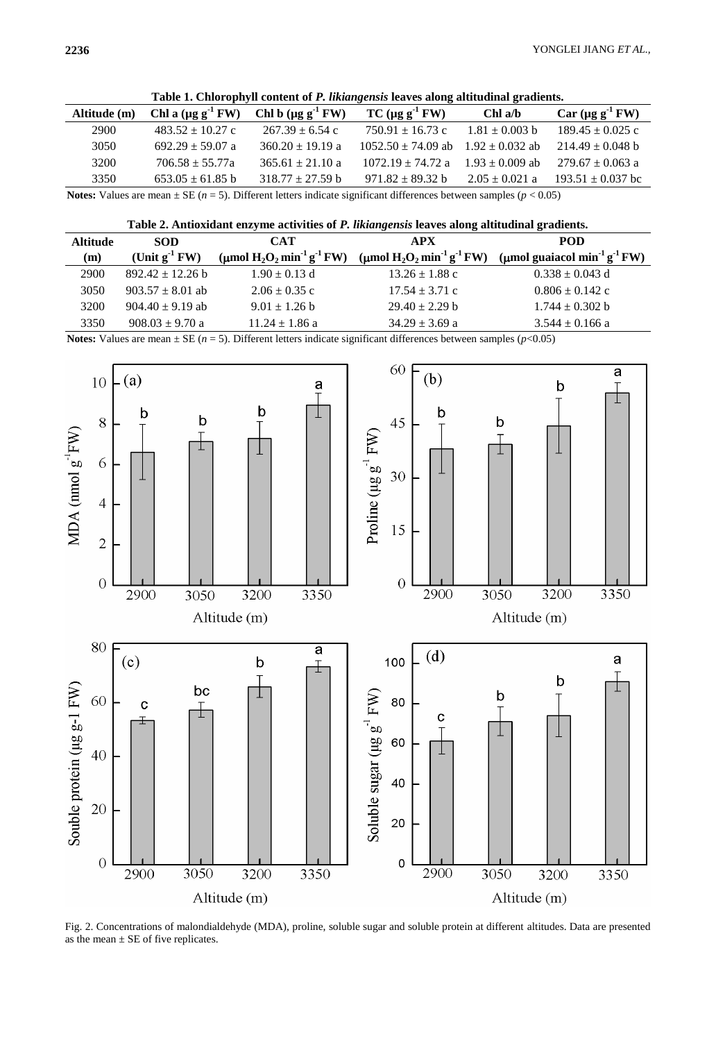**Table 1. Chlorophyll content of *P. likiangensis* leaves along altitudinal gradients.**

| Altitude (m) | Chl a (μg $g^{-1}$ FW) | Chl b (μg $g^{-1}$ FW) | TC (μg $g^{-1}$ FW) | Chl a/b | Car (μg $g^{-1}$ FW) |
|---|---|---|---|---|---|
| 2900 | 483.52 ± 10.27 c | 267.39 ± 6.54 c | 750.91 ± 16.73 c | 1.81 ± 0.003 b | 189.45 ± 0.025 c |
| 3050 | 692.29 ± 59.07 a | 360.20 ± 19.19 a | 1052.50 ± 74.09 ab | 1.92 ± 0.032 ab | 214.49 ± 0.048 b |
| 3200 | 706.58 ± 55.77a | 365.61 ± 21.10 a | 1072.19 ± 74.72 a | 1.93 ± 0.009 ab | 279.67 ± 0.063 a |
| 3350 | 653.05 ± 61.85 b | 318.77 ± 27.59 b | 971.82 ± 89.32 b | 2.05 ± 0.021 a | 193.51 ± 0.037 bc |

**Notes:** Values are mean ± SE ($n$ = 5). Different letters indicate significant differences between samples ($p < 0.05$)

**Table 2. Antioxidant enzyme activities of *P. likiangensis* leaves along altitudinal gradients.**

| Altitude (m) | SOD (Unit $g^{-1}$ FW) | CAT (μmol $H_2O_2$ $min^{-1}$ $g^{-1}$ FW) | APX (μmol $H_2O_2$ $min^{-1}$ $g^{-1}$ FW) | POD (μmol guaiacol $min^{-1}$ $g^{-1}$ FW) |
|---|---|---|---|---|
| 2900 | 892.42 ± 12.26 b | 1.90 ± 0.13 d | 13.26 ± 1.88 c | 0.338 ± 0.043 d |
| 3050 | 903.57 ± 8.01 ab | 2.06 ± 0.35 c | 17.54 ± 3.71 c | 0.806 ± 0.142 c |
| 3200 | 904.40 ± 9.19 ab | 9.01 ± 1.26 b | 29.40 ± 2.29 b | 1.744 ± 0.302 b |
| 3350 | 908.03 ± 9.70 a | 11.24 ± 1.86 a | 34.29 ± 3.69 a | 3.544 ± 0.166 a |

**Notes:** Values are mean ± SE ($n$ = 5). Different letters indicate significant differences between samples ($p<0.05$)

Fig. 2. Concentrations of malondialdehyde (MDA), proline, soluble sugar and soluble protein at different altitudes. Data are presented as the mean ± SE of five replicates.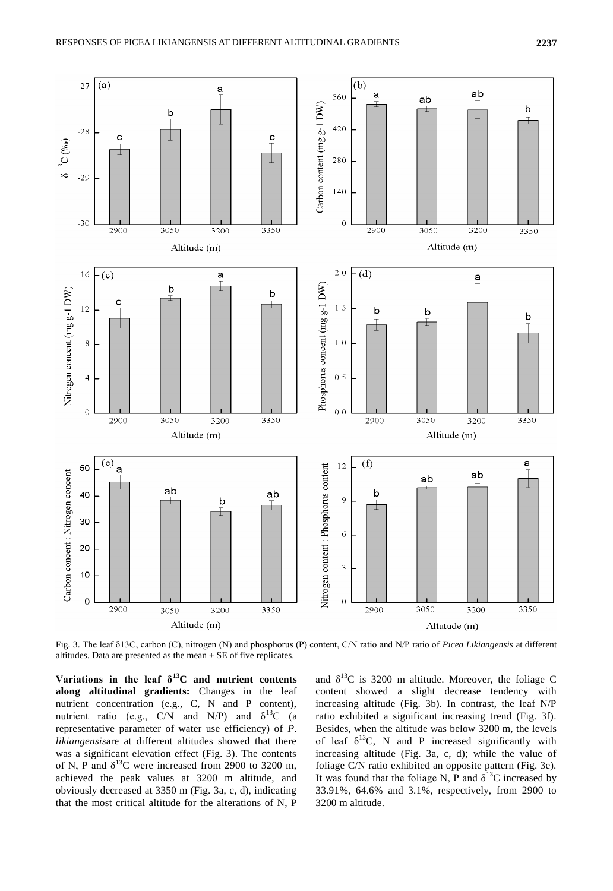Fig. 3. The leaf δ13C, carbon (C), nitrogen (N) and phosphorus (P) content, C/N ratio and N/P ratio of *Picea Likiangensis* at different altitudes. Data are presented as the mean ± SE of five replicates.

**Variations in the leaf $\delta^{13}$C and nutrient contents along altitudinal gradients:** Changes in the leaf nutrient concentration (e.g., C, N and P content), nutrient ratio (e.g., C/N and N/P) and $\delta^{13}$C (a representative parameter of water use efficiency) of *P. likiangensis*are at different altitudes showed that there was a significant elevation effect (Fig. 3). The contents of N, P and $\delta^{13}$C were increased from 2900 to 3200 m, achieved the peak values at 3200 m altitude, and obviously decreased at 3350 m (Fig. 3a, c, d), indicating that the most critical altitude for the alterations of N, P and $\delta^{13}$C is 3200 m altitude. Moreover, the foliage C content showed a slight decrease tendency with increasing altitude (Fig. 3b). In contrast, the leaf N/P ratio exhibited a significant increasing trend (Fig. 3f). Besides, when the altitude was below 3200 m, the levels of leaf $\delta^{13}$C, N and P increased significantly with increasing altitude (Fig. 3a, c, d); while the value of foliage C/N ratio exhibited an opposite pattern (Fig. 3e). It was found that the foliage N, P and $\delta^{13}$C increased by 33.91%, 64.6% and 3.1%, respectively, from 2900 to 3200 m altitude.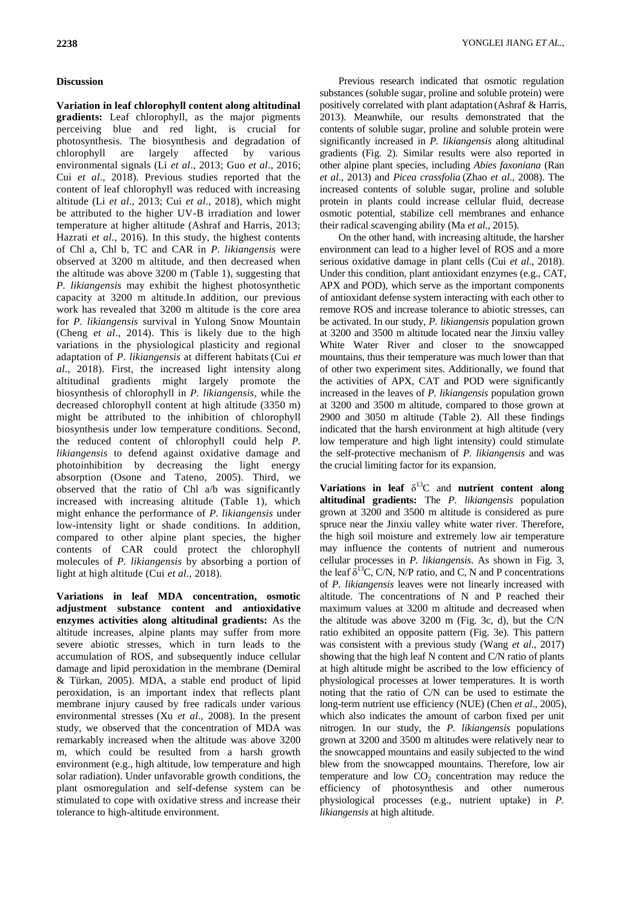## Discussion

**Variation in leaf chlorophyll content along altitudinal gradients:** Leaf chlorophyll, as the major pigments perceiving blue and red light, is crucial for photosynthesis. The biosynthesis and degradation of chlorophyll are largely affected by various environmental signals (Li *et al*., 2013; Guo *et al*., 2016; Cui *et al*., 2018). Previous studies reported that the content of leaf chlorophyll was reduced with increasing altitude (Li *et al*., 2013; Cui *et al*., 2018), which might be attributed to the higher UV-B irradiation and lower temperature at higher altitude (Ashraf and Harris, 2013; Hazrati *et al*., 2016). In this study, the highest contents of Chl a, Chl b, TC and CAR in *P. likiangensis* were observed at 3200 m altitude, and then decreased when the altitude was above 3200 m (Table 1), suggesting that *P. likiangensis* may exhibit the highest photosynthetic capacity at 3200 m altitude.In addition, our previous work has revealed that 3200 m altitude is the core area for *P. likiangensis* survival in Yulong Snow Mountain (Cheng *et al*., 2014). This is likely due to the high variations in the physiological plasticity and regional adaptation of *P. likiangensis* at different habitats (Cui *et al*., 2018). First, the increased light intensity along altitudinal gradients might largely promote the biosynthesis of chlorophyll in *P. likiangensis*, while the decreased chlorophyll content at high altitude (3350 m) might be attributed to the inhibition of chlorophyll biosynthesis under low temperature conditions. Second, the reduced content of chlorophyll could help *P. likiangensis* to defend against oxidative damage and photoinhibition by decreasing the light energy absorption (Osone and Tateno, 2005). Third, we observed that the ratio of Chl a/b was significantly increased with increasing altitude (Table 1), which might enhance the performance of *P. likiangensis* under low-intensity light or shade conditions. In addition, compared to other alpine plant species, the higher contents of CAR could protect the chlorophyll molecules of *P. likiangensis* by absorbing a portion of light at high altitude (Cui *et al*., 2018).

**Variations in leaf MDA concentration, osmotic adjustment substance content and antioxidative enzymes activities along altitudinal gradients:** As the altitude increases, alpine plants may suffer from more severe abiotic stresses, which in turn leads to the accumulation of ROS, and subsequently induce cellular damage and lipid peroxidation in the membrane (Demiral & Türkan, 2005). MDA, a stable end product of lipid peroxidation, is an important index that reflects plant membrane injury caused by free radicals under various environmental stresses (Xu *et al*., 2008). In the present study, we observed that the concentration of MDA was remarkably increased when the altitude was above 3200 m, which could be resulted from a harsh growth environment (e.g., high altitude, low temperature and high solar radiation). Under unfavorable growth conditions, the plant osmoregulation and self-defense system can be stimulated to cope with oxidative stress and increase their tolerance to high-altitude environment.

Previous research indicated that osmotic regulation substances (soluble sugar, proline and soluble protein) were positively correlated with plant adaptation (Ashraf & Harris, 2013). Meanwhile, our results demonstrated that the contents of soluble sugar, proline and soluble protein were significantly increased in *P. likiangensis* along altitudinal gradients (Fig. 2). Similar results were also reported in other alpine plant species, including *Abies faxoniana* (Ran *et al*., 2013) and *Picea crassfolia* (Zhao *et al*., 2008). The increased contents of soluble sugar, proline and soluble protein in plants could increase cellular fluid, decrease osmotic potential, stabilize cell membranes and enhance their radical scavenging ability (Ma *et al*., 2015).

On the other hand, with increasing altitude, the harsher environment can lead to a higher level of ROS and a more serious oxidative damage in plant cells (Cui *et al*., 2018). Under this condition, plant antioxidant enzymes (e.g., CAT, APX and POD), which serve as the important components of antioxidant defense system interacting with each other to remove ROS and increase tolerance to abiotic stresses, can be activated. In our study, *P. likiangensis* population grown at 3200 and 3500 m altitude located near the Jinxiu valley White Water River and closer to the snowcapped mountains, thus their temperature was much lower than that of other two experiment sites. Additionally, we found that the activities of APX, CAT and POD were significantly increased in the leaves of *P. likiangensis* population grown at 3200 and 3500 m altitude, compared to those grown at 2900 and 3050 m altitude (Table 2). All these findings indicated that the harsh environment at high altitude (very low temperature and high light intensity) could stimulate the self-protective mechanism of *P. likiangensis* and was the crucial limiting factor for its expansion.

**Variations in leaf $\delta^{13}$C and nutrient content along altitudinal gradients:** The *P. likiangensis* population grown at 3200 and 3500 m altitude is considered as pure spruce near the Jinxiu valley white water river. Therefore, the high soil moisture and extremely low air temperature may influence the contents of nutrient and numerous cellular processes in *P. likiangensis*. As shown in Fig. 3, the leaf $\delta^{13}$C, C/N, N/P ratio, and C, N and P concentrations of *P. likiangensis* leaves were not linearly increased with altitude. The concentrations of N and P reached their maximum values at 3200 m altitude and decreased when the altitude was above 3200 m (Fig. 3c, d), but the C/N ratio exhibited an opposite pattern (Fig. 3e). This pattern was consistent with a previous study (Wang *et al*., 2017) showing that the high leaf N content and C/N ratio of plants at high altitude might be ascribed to the low efficiency of physiological processes at lower temperatures. It is worth noting that the ratio of C/N can be used to estimate the long-term nutrient use efficiency (NUE) (Chen *et al*., 2005), which also indicates the amount of carbon fixed per unit nitrogen. In our study, the *P. likiangensis* populations grown at 3200 and 3500 m altitudes were relatively near to the snowcapped mountains and easily subjected to the wind blew from the snowcapped mountains. Therefore, low air temperature and low $CO_2$ concentration may reduce the efficiency of photosynthesis and other numerous physiological processes (e.g., nutrient uptake) in *P. likiangensis* at high altitude.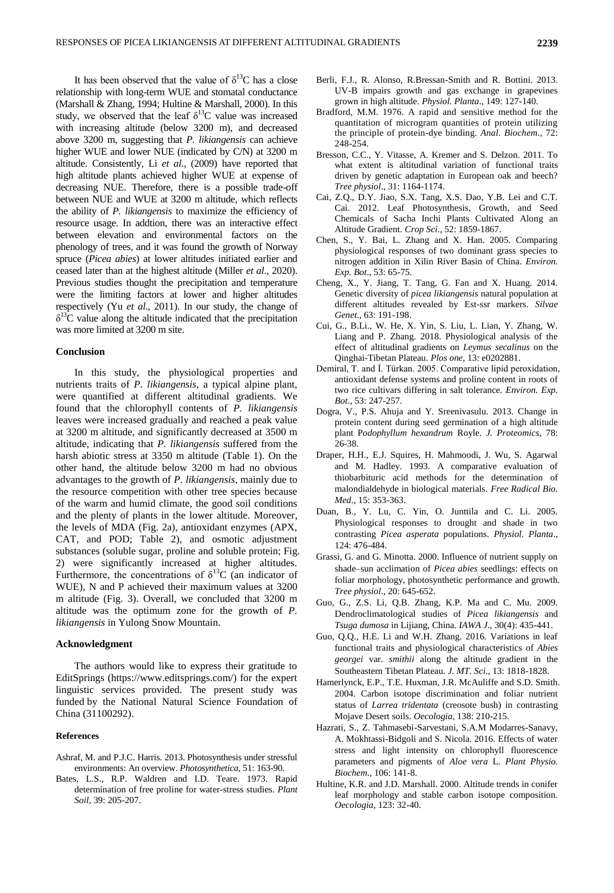It has been observed that the value of $\delta^{13}C$ has a close relationship with long-term WUE and stomatal conductance (Marshall & Zhang, 1994; Hultine & Marshall, 2000). In this study, we observed that the leaf $\delta^{13}C$ value was increased with increasing altitude (below 3200 m), and decreased above 3200 m, suggesting that *P. likiangensis* can achieve higher WUE and lower NUE (indicated by C/N) at 3200 m altitude. Consistently, Li *et al*., (2009) have reported that high altitude plants achieved higher WUE at expense of decreasing NUE. Therefore, there is a possible trade-off between NUE and WUE at 3200 m altitude, which reflects the ability of *P. likiangensis* to maximize the efficiency of resource usage. In addtion, there was an interactive effect between elevation and environmental factors on the phenology of trees, and it was found the growth of Norway spruce (*Picea abies*) at lower altitudes initiated earlier and ceased later than at the highest altitude (Miller *et al*., 2020). Previous studies thought the precipitation and temperature were the limiting factors at lower and higher altitudes respectively (Yu *et al*., 2011). In our study, the change of $\delta^{13}C$ value along the altitude indicated that the precipitation was more limited at 3200 m site.

## Conclusion

In this study, the physiological properties and nutrients traits of *P. likiangensis*, a typical alpine plant, were quantified at different altitudinal gradients. We found that the chlorophyll contents of *P. likiangensis* leaves were increased gradually and reached a peak value at 3200 m altitude, and significantly decreased at 3500 m altitude, indicating that *P. likiangensis* suffered from the harsh abiotic stress at 3350 m altitude (Table 1). On the other hand, the altitude below 3200 m had no obvious advantages to the growth of *P. likiangensis*, mainly due to the resource competition with other tree species because of the warm and humid climate, the good soil conditions and the plenty of plants in the lower altitude. Moreover, the levels of MDA (Fig. 2a), antioxidant enzymes (APX, CAT, and POD; Table 2), and osmotic adjustment substances (soluble sugar, proline and soluble protein; Fig. 2) were significantly increased at higher altitudes. Furthermore, the concentrations of $\delta^{13}C$ (an indicator of WUE), N and P achieved their maximum values at 3200 m altitude (Fig. 3). Overall, we concluded that 3200 m altitude was the optimum zone for the growth of *P. likiangensis* in Yulong Snow Mountain.

## Acknowledgment

The authors would like to express their gratitude to EditSprings (https://www.editsprings.com/) for the expert linguistic services provided. The present study was funded by the National Natural Science Foundation of China (31100292).

## References

Ashraf, M. and P.J.C. Harris. 2013. Photosynthesis under stressful environments: An overview. *Photosynthetica*, 51: 163-90.

Bates, L.S., R.P. Waldren and I.D. Teare. 1973. Rapid determination of free proline for water-stress studies. *Plant Soil*, 39: 205-207.

Berli, F.J., R. Alonso, R.Bressan-Smith and R. Bottini. 2013. UV-B impairs growth and gas exchange in grapevines grown in high altitude. *Physiol. Planta*., 149: 127-140.

Bradford, M.M. 1976. A rapid and sensitive method for the quantitation of microgram quantities of protein utilizing the principle of protein-dye binding. *Anal. Biochem*., 72: 248-254.

Bresson, C.C., Y. Vitasse, A. Kremer and S. Delzon. 2011. To what extent is altitudinal variation of functional traits driven by genetic adaptation in European oak and beech? *Tree physiol*., 31: 1164-1174.

Cai, Z.Q., D.Y. Jiao, S.X. Tang, X.S. Dao, Y.B. Lei and C.T. Cai. 2012. Leaf Photosynthesis, Growth, and Seed Chemicals of Sacha Inchi Plants Cultivated Along an Altitude Gradient. *Crop Sci*., 52: 1859-1867.

Chen, S., Y. Bai, L. Zhang and X. Han. 2005. Comparing physiological responses of two dominant grass species to nitrogen addition in Xilin River Basin of China. *Environ. Exp. Bot*., 53: 65-75.

Cheng, X., Y. Jiang, T. Tang, G. Fan and X. Huang. 2014. Genetic diversity of *picea likiangensis* natural population at different altitudes revealed by Est-ssr markers. *Silvae Genet*., 63: 191-198.

Cui, G., B.Li., W. He, X. Yin, S. Liu, L. Lian, Y. Zhang, W. Liang and P. Zhang. 2018. Physiological analysis of the effect of altitudinal gradients on *Leymus secalinus* on the Qinghai-Tibetan Plateau. *Plos one*, 13: e0202881.

Demiral, T. and İ. Türkan. 2005. Comparative lipid peroxidation, antioxidant defense systems and proline content in roots of two rice cultivars differing in salt tolerance. *Environ. Exp. Bot*., 53: 247-257.

Dogra, V., P.S. Ahuja and Y. Sreenivasulu. 2013. Change in protein content during seed germination of a high altitude plant P*odophyllum hexandrum* Royle. *J. Proteomics*, 78: 26-38.

Draper, H.H., E.J. Squires, H. Mahmoodi, J. Wu, S. Agarwal and M. Hadley. 1993. A comparative evaluation of thiobarbituric acid methods for the determination of malondialdehyde in biological materials. *Free Radical Bio. Med*., 15: 353-363.

Duan, B., Y. Lu, C. Yin, O. Junttila and C. Li. 2005. Physiological responses to drought and shade in two contrasting *Picea asperata* populations. *Physiol. Planta*., 124: 476-484.

Grassi, G. and G. Minotta. 2000. Influence of nutrient supply on shade–sun acclimation of *Picea abies* seedlings: effects on foliar morphology, photosynthetic performance and growth. *Tree physiol*., 20: 645-652.

Guo, G., Z.S. Li, Q.B. Zhang, K.P. Ma and C. Mu. 2009. Dendroclimatological studies of *Picea likiangensis* and *Tsuga dumosa* in Lijiang, China. *IAWA J*., 30(4): 435-441.

Guo, Q.Q., H.E. Li and W.H. Zhang. 2016. Variations in leaf functional traits and physiological characteristics of *Abies georgei* var. *smithii* along the altitude gradient in the Southeastern Tibetan Plateau. *J. MT. Sci*., 13: 1818-1828.

Hamerlynck, E.P., T.E. Huxman, J.R. McAuliffe and S.D. Smith. 2004. Carbon isotope discrimination and foliar nutrient status of *Larrea tridentata* (creosote bush) in contrasting Mojave Desert soils. *Oecologia*, 138: 210-215.

Hazrati, S., Z. Tahmasebi-Sarvestani, S.A.M Modarres-Sanavy, A. Mokhtassi-Bidgoli and S. Nicola. 2016. Effects of water stress and light intensity on chlorophyll fluorescence parameters and pigments of *Aloe vera* L. *Plant Physio. Biochem*., 106: 141-8.

Hultine, K.R. and J.D. Marshall. 2000. Altitude trends in conifer leaf morphology and stable carbon isotope composition. *Oecologia*, 123: 32-40.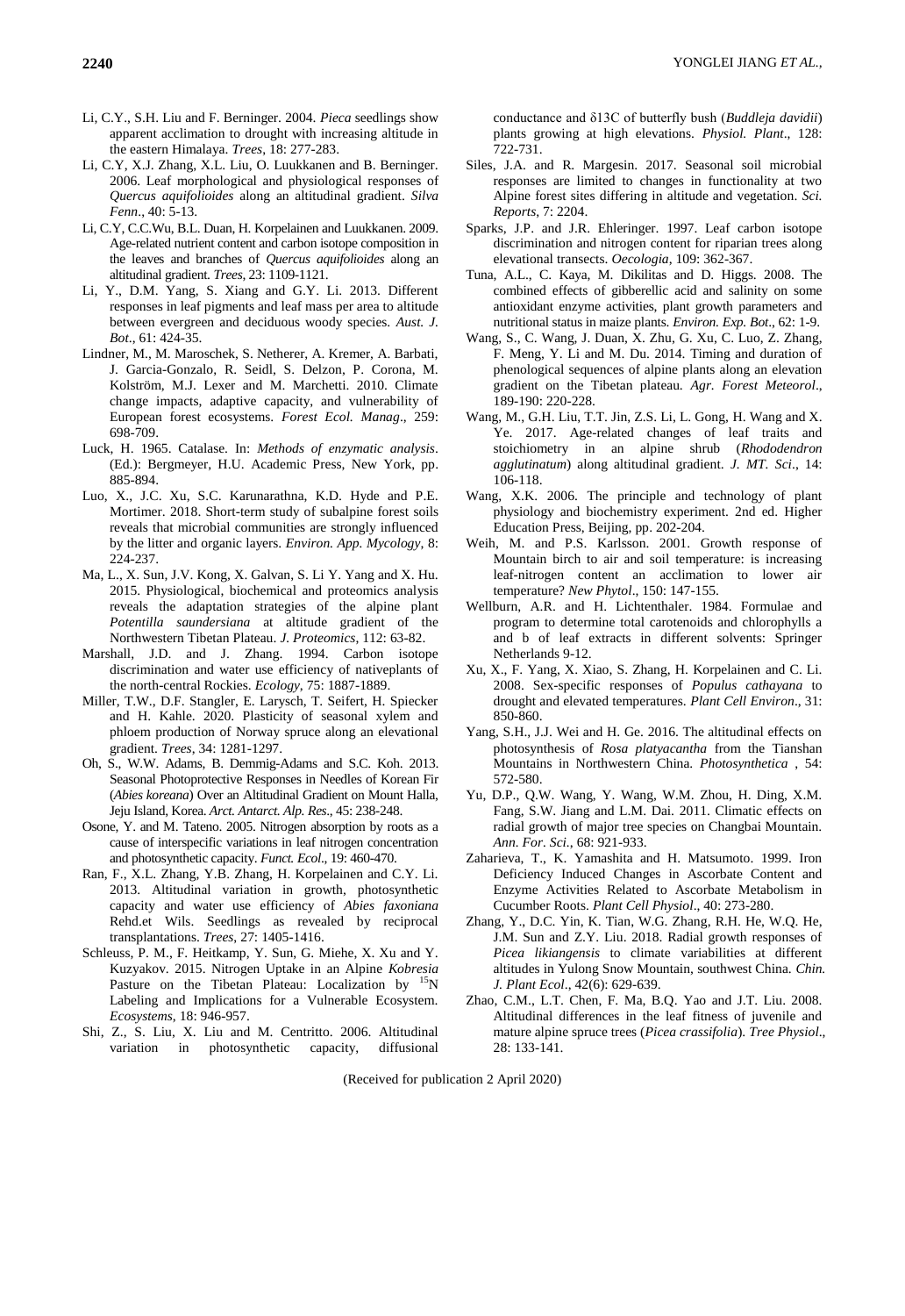Li, C.Y., S.H. Liu and F. Berninger. 2004. *Pieca* seedlings show apparent acclimation to drought with increasing altitude in the eastern Himalaya. *Trees*, 18: 277-283.

Li, C.Y, X.J. Zhang, X.L. Liu, O. Luukkanen and B. Berninger. 2006. Leaf morphological and physiological responses of *Quercus aquifolioides* along an altitudinal gradient. *Silva Fenn*., 40: 5-13.

Li, C.Y, C.C.Wu, B.L. Duan, H. Korpelainen and Luukkanen. 2009. Age-related nutrient content and carbon isotope composition in the leaves and branches of *Quercus aquifolioides* along an altitudinal gradient. *Trees*, 23: 1109-1121.

Li, Y., D.M. Yang, S. Xiang and G.Y. Li. 2013. Different responses in leaf pigments and leaf mass per area to altitude between evergreen and deciduous woody species. *Aust. J. Bot*., 61: 424-35.

Lindner, M., M. Maroschek, S. Netherer, A. Kremer, A. Barbati, J. Garcia-Gonzalo, R. Seidl, S. Delzon, P. Corona, M. Kolström, M.J. Lexer and M. Marchetti. 2010. Climate change impacts, adaptive capacity, and vulnerability of European forest ecosystems. *Forest Ecol. Manag*., 259: 698-709.

Luck, H. 1965. Catalase. In: *Methods of enzymatic analysis*. (Ed.): Bergmeyer, H.U. Academic Press, New York, pp. 885-894.

Luo, X., J.C. Xu, S.C. Karunarathna, K.D. Hyde and P.E. Mortimer. 2018. Short-term study of subalpine forest soils reveals that microbial communities are strongly influenced by the litter and organic layers. *Environ. App. Mycology*, 8: 224-237.

Ma, L., X. Sun, J.V. Kong, X. Galvan, S. Li Y. Yang and X. Hu. 2015. Physiological, biochemical and proteomics analysis reveals the adaptation strategies of the alpine plant *Potentilla saundersiana* at altitude gradient of the Northwestern Tibetan Plateau. *J. Proteomics*, 112: 63-82.

Marshall, J.D. and J. Zhang. 1994. Carbon isotope discrimination and water use efficiency of nativeplants of the north-central Rockies. *Ecology*, 75: 1887-1889.

Miller, T.W., D.F. Stangler, E. Larysch, T. Seifert, H. Spiecker and H. Kahle. 2020. Plasticity of seasonal xylem and phloem production of Norway spruce along an elevational gradient. *Trees*, 34: 1281-1297.

Oh, S., W.W. Adams, B. Demmig-Adams and S.C. Koh. 2013. Seasonal Photoprotective Responses in Needles of Korean Fir (*Abies koreana*) Over an Altitudinal Gradient on Mount Halla, Jeju Island, Korea. *Arct. Antarct. Alp. Res*., 45: 238-248.

Osone, Y. and M. Tateno. 2005. Nitrogen absorption by roots as a cause of interspecific variations in leaf nitrogen concentration and photosynthetic capacity. *Funct. Ecol*., 19: 460-470.

Ran, F., X.L. Zhang, Y.B. Zhang, H. Korpelainen and C.Y. Li. 2013. Altitudinal variation in growth, photosynthetic capacity and water use efficiency of *Abies faxoniana* Rehd.et Wils. Seedlings as revealed by reciprocal transplantations. *Trees*, 27: 1405-1416.

Schleuss, P. M., F. Heitkamp, Y. Sun, G. Miehe, X. Xu and Y. Kuzyakov. 2015. Nitrogen Uptake in an Alpine *Kobresia* Pasture on the Tibetan Plateau: Localization by $^{15}N$ Labeling and Implications for a Vulnerable Ecosystem. *Ecosystems*, 18: 946-957.

Shi, Z., S. Liu, X. Liu and M. Centritto. 2006. Altitudinal variation in photosynthetic capacity, diffusional conductance and δ13C of butterfly bush (*Buddleja davidii*) plants growing at high elevations. *Physiol. Plant*., 128: 722-731.

Siles, J.A. and R. Margesin. 2017. Seasonal soil microbial responses are limited to changes in functionality at two Alpine forest sites differing in altitude and vegetation. *Sci. Reports*, 7: 2204.

Sparks, J.P. and J.R. Ehleringer. 1997. Leaf carbon isotope discrimination and nitrogen content for riparian trees along elevational transects. *Oecologia*, 109: 362-367.

Tuna, A.L., C. Kaya, M. Dikilitas and D. Higgs. 2008. The combined effects of gibberellic acid and salinity on some antioxidant enzyme activities, plant growth parameters and nutritional status in maize plants. *Environ. Exp. Bot*., 62: 1-9.

Wang, S., C. Wang, J. Duan, X. Zhu, G. Xu, C. Luo, Z. Zhang, F. Meng, Y. Li and M. Du. 2014. Timing and duration of phenological sequences of alpine plants along an elevation gradient on the Tibetan plateau. *Agr. Forest Meteorol*., 189-190: 220-228.

Wang, M., G.H. Liu, T.T. Jin, Z.S. Li, L. Gong, H. Wang and X. Ye. 2017. Age-related changes of leaf traits and stoichiometry in an alpine shrub (*Rhododendron agglutinatum*) along altitudinal gradient. *J. MT. Sci*., 14: 106-118.

Wang, X.K. 2006. The principle and technology of plant physiology and biochemistry experiment. 2nd ed. Higher Education Press, Beijing, pp. 202-204.

Weih, M. and P.S. Karlsson. 2001. Growth response of Mountain birch to air and soil temperature: is increasing leaf-nitrogen content an acclimation to lower air temperature? *New Phytol*., 150: 147-155.

Wellburn, A.R. and H. Lichtenthaler. 1984. Formulae and program to determine total carotenoids and chlorophylls a and b of leaf extracts in different solvents: Springer Netherlands 9-12.

Xu, X., F. Yang, X. Xiao, S. Zhang, H. Korpelainen and C. Li. 2008. Sex-specific responses of *Populus cathayana* to drought and elevated temperatures. *Plant Cell Environ*., 31: 850-860.

Yang, S.H., J.J. Wei and H. Ge. 2016. The altitudinal effects on photosynthesis of *Rosa platyacantha* from the Tianshan Mountains in Northwestern China. *Photosynthetica* , 54: 572-580.

Yu, D.P., Q.W. Wang, Y. Wang, W.M. Zhou, H. Ding, X.M. Fang, S.W. Jiang and L.M. Dai. 2011. Climatic effects on radial growth of major tree species on Changbai Mountain. *Ann. For. Sci.*, 68: 921-933.

Zaharieva, T., K. Yamashita and H. Matsumoto. 1999. Iron Deficiency Induced Changes in Ascorbate Content and Enzyme Activities Related to Ascorbate Metabolism in Cucumber Roots. *Plant Cell Physiol*., 40: 273-280.

Zhang, Y., D.C. Yin, K. Tian, W.G. Zhang, R.H. He, W.Q. He, J.M. Sun and Z.Y. Liu. 2018. Radial growth responses of *Picea likiangensis* to climate variabilities at different altitudes in Yulong Snow Mountain, southwest China. *Chin. J. Plant Ecol*., 42(6): 629-639.

Zhao, C.M., L.T. Chen, F. Ma, B.Q. Yao and J.T. Liu. 2008. Altitudinal differences in the leaf fitness of juvenile and mature alpine spruce trees (*Picea crassifolia*). *Tree Physiol*., 28: 133-141.

(Received for publication 2 April 2020)